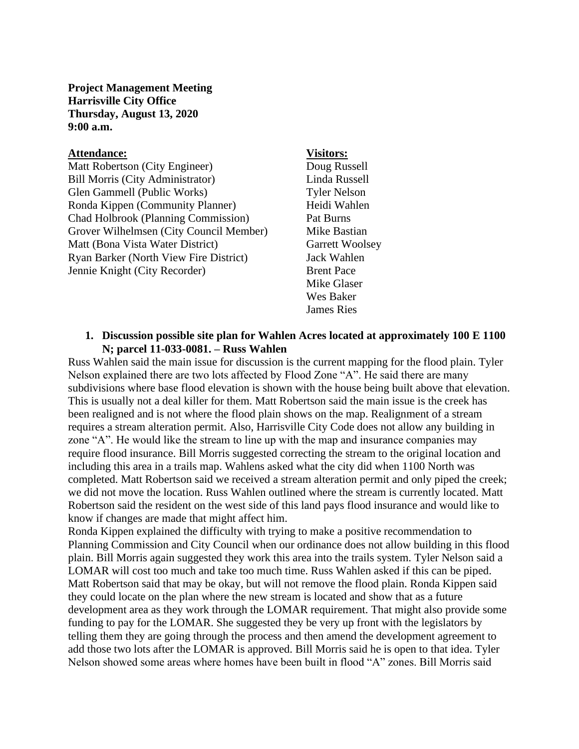**Project Management Meeting**
**Harrisville City Office**
**Thursday, August 13, 2020**
**9:00 a.m.**

**Attendance:**

Matt Robertson (City Engineer)
Bill Morris (City Administrator)
Glen Gammell (Public Works)
Ronda Kippen (Community Planner)
Chad Holbrook (Planning Commission)
Grover Wilhelmsen (City Council Member)
Matt (Bona Vista Water District)
Ryan Barker (North View Fire District)
Jennie Knight (City Recorder)

**Visitors:**

Doug Russell
Linda Russell
Tyler Nelson
Heidi Wahlen
Pat Burns
Mike Bastian
Garrett Woolsey
Jack Wahlen
Brent Pace
Mike Glaser
Wes Baker
James Ries

1. **Discussion possible site plan for Wahlen Acres located at approximately 100 E 1100 N; parcel 11-033-0081. – Russ Wahlen**

Russ Wahlen said the main issue for discussion is the current mapping for the flood plain. Tyler Nelson explained there are two lots affected by Flood Zone "A". He said there are many subdivisions where base flood elevation is shown with the house being built above that elevation. This is usually not a deal killer for them. Matt Robertson said the main issue is the creek has been realigned and is not where the flood plain shows on the map. Realignment of a stream requires a stream alteration permit. Also, Harrisville City Code does not allow any building in zone "A". He would like the stream to line up with the map and insurance companies may require flood insurance. Bill Morris suggested correcting the stream to the original location and including this area in a trails map. Wahlens asked what the city did when 1100 North was completed. Matt Robertson said we received a stream alteration permit and only piped the creek; we did not move the location. Russ Wahlen outlined where the stream is currently located. Matt Robertson said the resident on the west side of this land pays flood insurance and would like to know if changes are made that might affect him.

Ronda Kippen explained the difficulty with trying to make a positive recommendation to Planning Commission and City Council when our ordinance does not allow building in this flood plain. Bill Morris again suggested they work this area into the trails system. Tyler Nelson said a LOMAR will cost too much and take too much time. Russ Wahlen asked if this can be piped. Matt Robertson said that may be okay, but will not remove the flood plain. Ronda Kippen said they could locate on the plan where the new stream is located and show that as a future development area as they work through the LOMAR requirement. That might also provide some funding to pay for the LOMAR. She suggested they be very up front with the legislators by telling them they are going through the process and then amend the development agreement to add those two lots after the LOMAR is approved. Bill Morris said he is open to that idea. Tyler Nelson showed some areas where homes have been built in flood "A" zones. Bill Morris said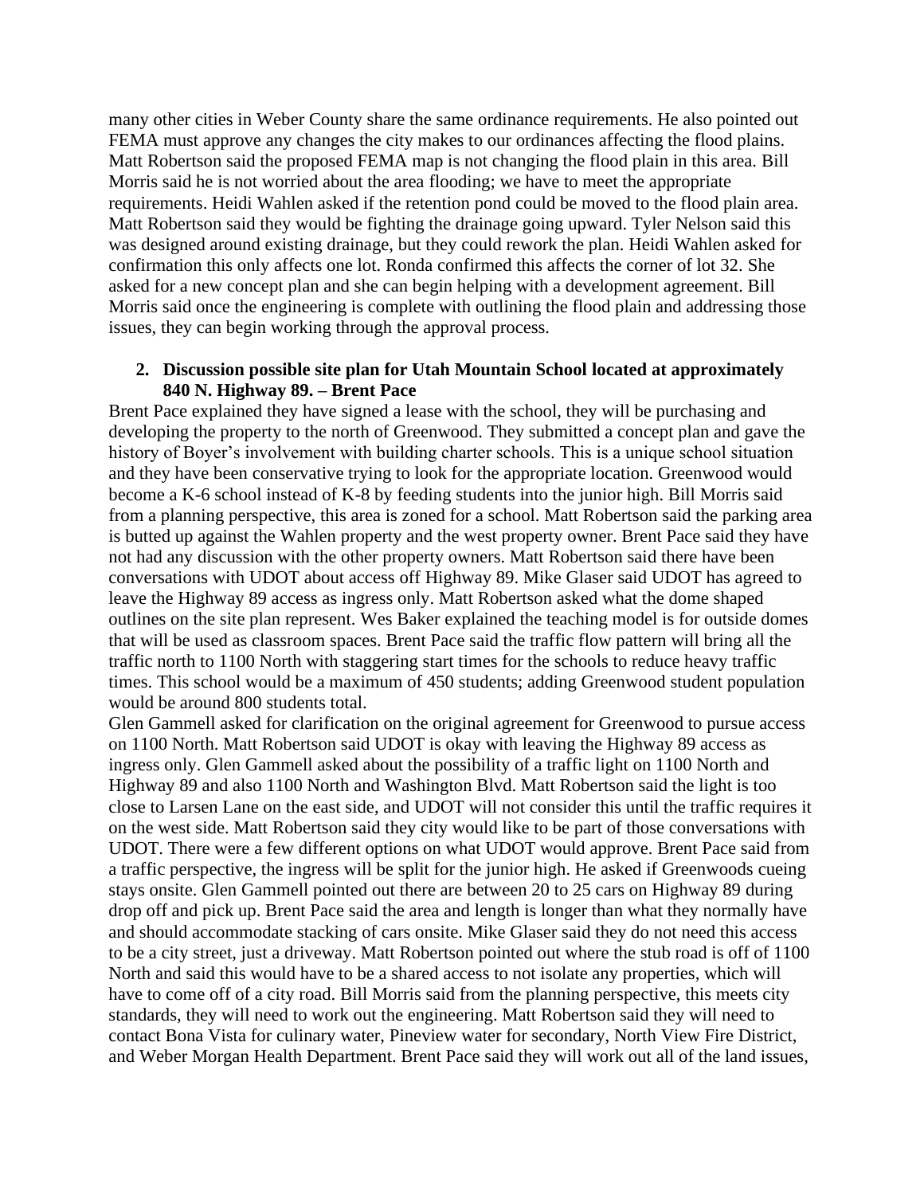many other cities in Weber County share the same ordinance requirements. He also pointed out FEMA must approve any changes the city makes to our ordinances affecting the flood plains. Matt Robertson said the proposed FEMA map is not changing the flood plain in this area. Bill Morris said he is not worried about the area flooding; we have to meet the appropriate requirements. Heidi Wahlen asked if the retention pond could be moved to the flood plain area. Matt Robertson said they would be fighting the drainage going upward. Tyler Nelson said this was designed around existing drainage, but they could rework the plan. Heidi Wahlen asked for confirmation this only affects one lot. Ronda confirmed this affects the corner of lot 32. She asked for a new concept plan and she can begin helping with a development agreement. Bill Morris said once the engineering is complete with outlining the flood plain and addressing those issues, they can begin working through the approval process.

2. **Discussion possible site plan for Utah Mountain School located at approximately 840 N. Highway 89. – Brent Pace**

Brent Pace explained they have signed a lease with the school, they will be purchasing and developing the property to the north of Greenwood. They submitted a concept plan and gave the history of Boyer's involvement with building charter schools. This is a unique school situation and they have been conservative trying to look for the appropriate location. Greenwood would become a K-6 school instead of K-8 by feeding students into the junior high. Bill Morris said from a planning perspective, this area is zoned for a school. Matt Robertson said the parking area is butted up against the Wahlen property and the west property owner. Brent Pace said they have not had any discussion with the other property owners. Matt Robertson said there have been conversations with UDOT about access off Highway 89. Mike Glaser said UDOT has agreed to leave the Highway 89 access as ingress only. Matt Robertson asked what the dome shaped outlines on the site plan represent. Wes Baker explained the teaching model is for outside domes that will be used as classroom spaces. Brent Pace said the traffic flow pattern will bring all the traffic north to 1100 North with staggering start times for the schools to reduce heavy traffic times. This school would be a maximum of 450 students; adding Greenwood student population would be around 800 students total.

Glen Gammell asked for clarification on the original agreement for Greenwood to pursue access on 1100 North. Matt Robertson said UDOT is okay with leaving the Highway 89 access as ingress only. Glen Gammell asked about the possibility of a traffic light on 1100 North and Highway 89 and also 1100 North and Washington Blvd. Matt Robertson said the light is too close to Larsen Lane on the east side, and UDOT will not consider this until the traffic requires it on the west side. Matt Robertson said they city would like to be part of those conversations with UDOT. There were a few different options on what UDOT would approve. Brent Pace said from a traffic perspective, the ingress will be split for the junior high. He asked if Greenwoods cueing stays onsite. Glen Gammell pointed out there are between 20 to 25 cars on Highway 89 during drop off and pick up. Brent Pace said the area and length is longer than what they normally have and should accommodate stacking of cars onsite. Mike Glaser said they do not need this access to be a city street, just a driveway. Matt Robertson pointed out where the stub road is off of 1100 North and said this would have to be a shared access to not isolate any properties, which will have to come off of a city road. Bill Morris said from the planning perspective, this meets city standards, they will need to work out the engineering. Matt Robertson said they will need to contact Bona Vista for culinary water, Pineview water for secondary, North View Fire District, and Weber Morgan Health Department. Brent Pace said they will work out all of the land issues,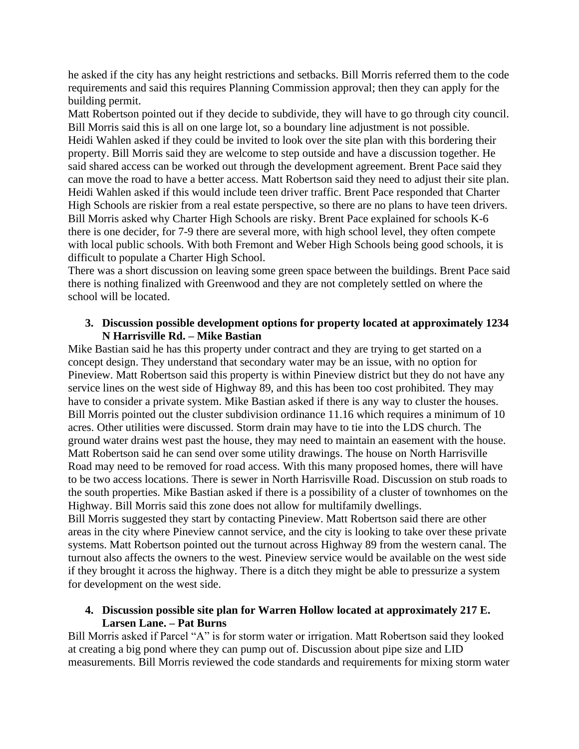he asked if the city has any height restrictions and setbacks. Bill Morris referred them to the code requirements and said this requires Planning Commission approval; then they can apply for the building permit.

Matt Robertson pointed out if they decide to subdivide, they will have to go through city council. Bill Morris said this is all on one large lot, so a boundary line adjustment is not possible.

Heidi Wahlen asked if they could be invited to look over the site plan with this bordering their property. Bill Morris said they are welcome to step outside and have a discussion together. He said shared access can be worked out through the development agreement. Brent Pace said they can move the road to have a better access. Matt Robertson said they need to adjust their site plan. Heidi Wahlen asked if this would include teen driver traffic. Brent Pace responded that Charter High Schools are riskier from a real estate perspective, so there are no plans to have teen drivers. Bill Morris asked why Charter High Schools are risky. Brent Pace explained for schools K-6 there is one decider, for 7-9 there are several more, with high school level, they often compete with local public schools. With both Fremont and Weber High Schools being good schools, it is difficult to populate a Charter High School.

There was a short discussion on leaving some green space between the buildings. Brent Pace said there is nothing finalized with Greenwood and they are not completely settled on where the school will be located.

3. **Discussion possible development options for property located at approximately 1234 N Harrisville Rd. – Mike Bastian**

Mike Bastian said he has this property under contract and they are trying to get started on a concept design. They understand that secondary water may be an issue, with no option for Pineview. Matt Robertson said this property is within Pineview district but they do not have any service lines on the west side of Highway 89, and this has been too cost prohibited. They may have to consider a private system. Mike Bastian asked if there is any way to cluster the houses. Bill Morris pointed out the cluster subdivision ordinance 11.16 which requires a minimum of 10 acres. Other utilities were discussed. Storm drain may have to tie into the LDS church. The ground water drains west past the house, they may need to maintain an easement with the house. Matt Robertson said he can send over some utility drawings. The house on North Harrisville Road may need to be removed for road access. With this many proposed homes, there will have to be two access locations. There is sewer in North Harrisville Road. Discussion on stub roads to the south properties. Mike Bastian asked if there is a possibility of a cluster of townhomes on the Highway. Bill Morris said this zone does not allow for multifamily dwellings.

Bill Morris suggested they start by contacting Pineview. Matt Robertson said there are other areas in the city where Pineview cannot service, and the city is looking to take over these private systems. Matt Robertson pointed out the turnout across Highway 89 from the western canal. The turnout also affects the owners to the west. Pineview service would be available on the west side if they brought it across the highway. There is a ditch they might be able to pressurize a system for development on the west side.

4. **Discussion possible site plan for Warren Hollow located at approximately 217 E. Larsen Lane. – Pat Burns**

Bill Morris asked if Parcel "A" is for storm water or irrigation. Matt Robertson said they looked at creating a big pond where they can pump out of. Discussion about pipe size and LID measurements. Bill Morris reviewed the code standards and requirements for mixing storm water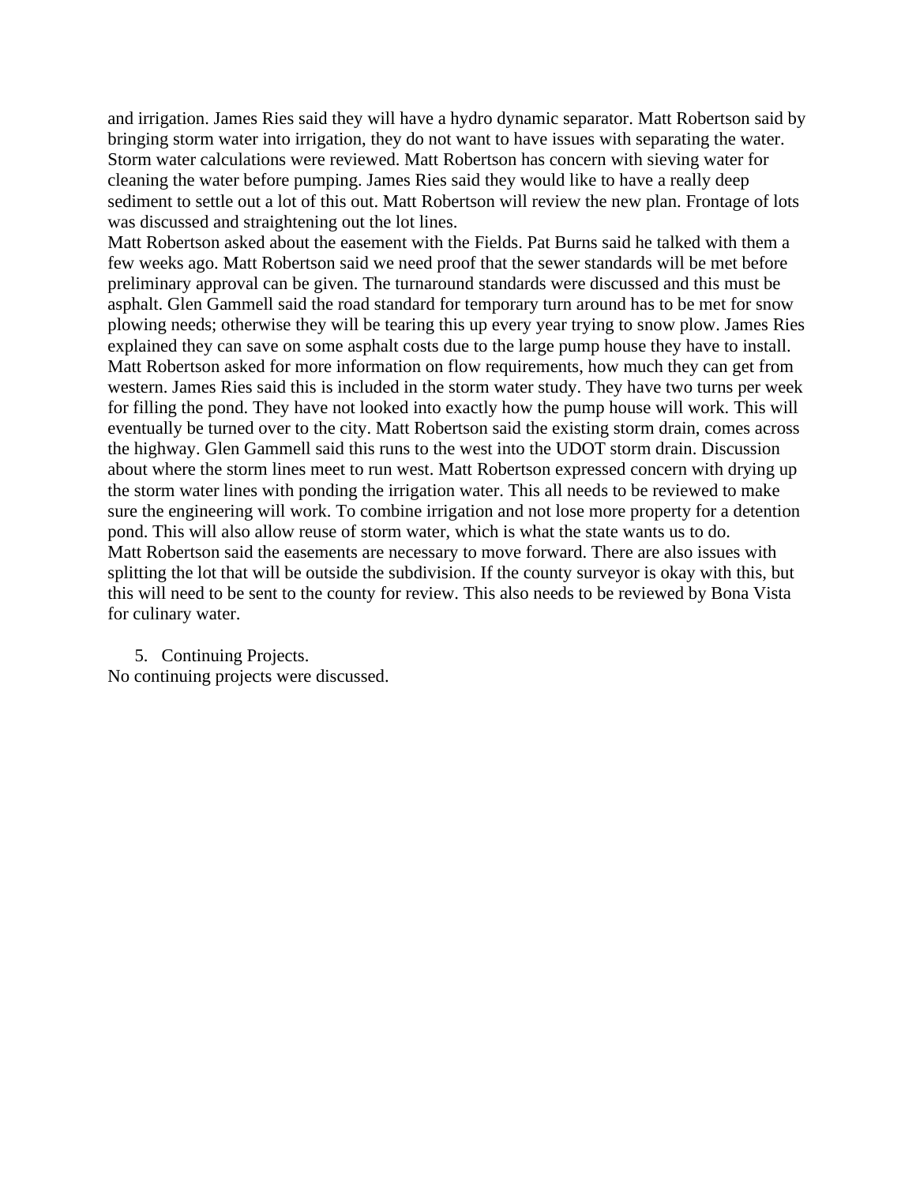and irrigation. James Ries said they will have a hydro dynamic separator. Matt Robertson said by bringing storm water into irrigation, they do not want to have issues with separating the water. Storm water calculations were reviewed. Matt Robertson has concern with sieving water for cleaning the water before pumping. James Ries said they would like to have a really deep sediment to settle out a lot of this out. Matt Robertson will review the new plan. Frontage of lots was discussed and straightening out the lot lines.

Matt Robertson asked about the easement with the Fields. Pat Burns said he talked with them a few weeks ago. Matt Robertson said we need proof that the sewer standards will be met before preliminary approval can be given. The turnaround standards were discussed and this must be asphalt. Glen Gammell said the road standard for temporary turn around has to be met for snow plowing needs; otherwise they will be tearing this up every year trying to snow plow. James Ries explained they can save on some asphalt costs due to the large pump house they have to install. Matt Robertson asked for more information on flow requirements, how much they can get from western. James Ries said this is included in the storm water study. They have two turns per week for filling the pond. They have not looked into exactly how the pump house will work. This will eventually be turned over to the city. Matt Robertson said the existing storm drain, comes across the highway. Glen Gammell said this runs to the west into the UDOT storm drain. Discussion about where the storm lines meet to run west. Matt Robertson expressed concern with drying up the storm water lines with ponding the irrigation water. This all needs to be reviewed to make sure the engineering will work. To combine irrigation and not lose more property for a detention pond. This will also allow reuse of storm water, which is what the state wants us to do.

Matt Robertson said the easements are necessary to move forward. There are also issues with splitting the lot that will be outside the subdivision. If the county surveyor is okay with this, but this will need to be sent to the county for review. This also needs to be reviewed by Bona Vista for culinary water.

5. Continuing Projects.

No continuing projects were discussed.